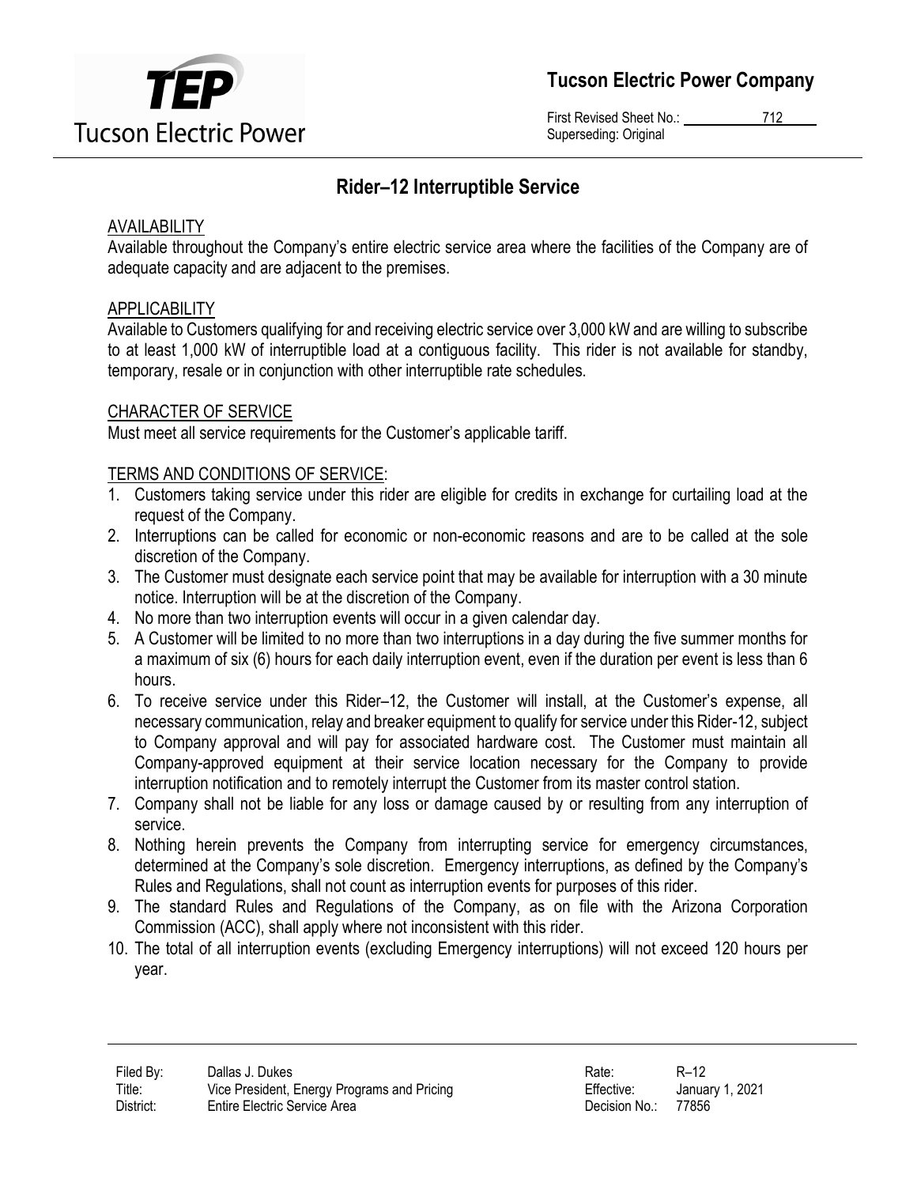# Tucson Electric Power Company

First Revised Sheet No.: 712
Superseding: Original

## Rider–12 Interruptible Service

### AVAILABILITY

Available throughout the Company's entire electric service area where the facilities of the Company are of adequate capacity and are adjacent to the premises.

### APPLICABILITY

Available to Customers qualifying for and receiving electric service over 3,000 kW and are willing to subscribe to at least 1,000 kW of interruptible load at a contiguous facility. This rider is not available for standby, temporary, resale or in conjunction with other interruptible rate schedules.

### CHARACTER OF SERVICE

Must meet all service requirements for the Customer's applicable tariff.

### TERMS AND CONDITIONS OF SERVICE:

1. Customers taking service under this rider are eligible for credits in exchange for curtailing load at the request of the Company.
2. Interruptions can be called for economic or non-economic reasons and are to be called at the sole discretion of the Company.
3. The Customer must designate each service point that may be available for interruption with a 30 minute notice. Interruption will be at the discretion of the Company.
4. No more than two interruption events will occur in a given calendar day.
5. A Customer will be limited to no more than two interruptions in a day during the five summer months for a maximum of six (6) hours for each daily interruption event, even if the duration per event is less than 6 hours.
6. To receive service under this Rider–12, the Customer will install, at the Customer's expense, all necessary communication, relay and breaker equipment to qualify for service under this Rider-12, subject to Company approval and will pay for associated hardware cost. The Customer must maintain all Company-approved equipment at their service location necessary for the Company to provide interruption notification and to remotely interrupt the Customer from its master control station.
7. Company shall not be liable for any loss or damage caused by or resulting from any interruption of service.
8. Nothing herein prevents the Company from interrupting service for emergency circumstances, determined at the Company's sole discretion. Emergency interruptions, as defined by the Company's Rules and Regulations, shall not count as interruption events for purposes of this rider.
9. The standard Rules and Regulations of the Company, as on file with the Arizona Corporation Commission (ACC), shall apply where not inconsistent with this rider.
10. The total of all interruption events (excluding Emergency interruptions) will not exceed 120 hours per year.

| | | | |
|---|---|---|---|
| Filed By: | Dallas J. Dukes | Rate: | R–12 |
| Title: | Vice President, Energy Programs and Pricing | Effective: | January 1, 2021 |
| District: | Entire Electric Service Area | Decision No.: | 77856 |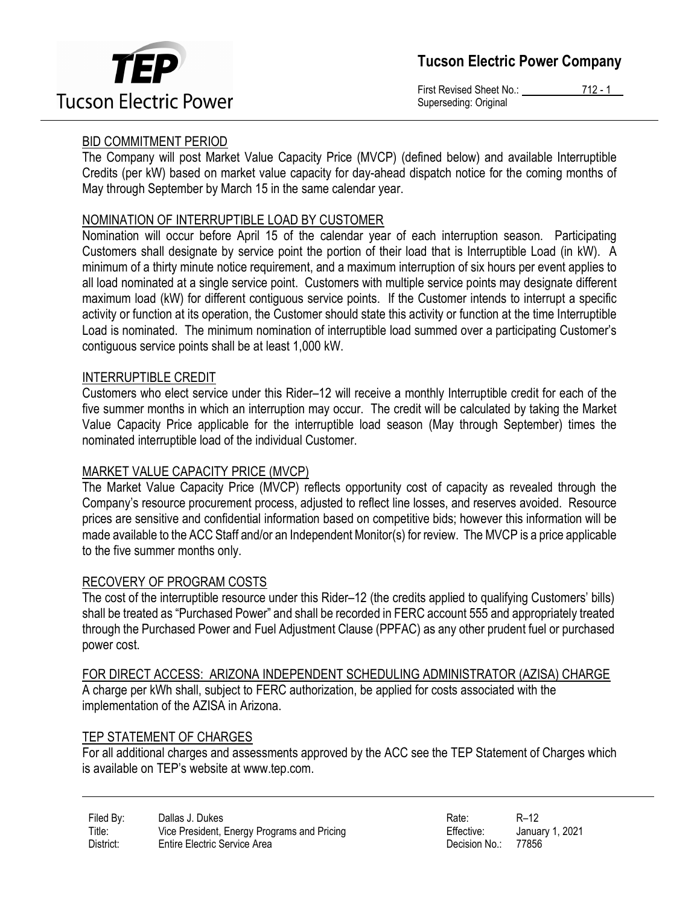## BID COMMITMENT PERIOD

The Company will post Market Value Capacity Price (MVCP) (defined below) and available Interruptible Credits (per kW) based on market value capacity for day-ahead dispatch notice for the coming months of May through September by March 15 in the same calendar year.

## NOMINATION OF INTERRUPTIBLE LOAD BY CUSTOMER

Nomination will occur before April 15 of the calendar year of each interruption season. Participating Customers shall designate by service point the portion of their load that is Interruptible Load (in kW). A minimum of a thirty minute notice requirement, and a maximum interruption of six hours per event applies to all load nominated at a single service point. Customers with multiple service points may designate different maximum load (kW) for different contiguous service points. If the Customer intends to interrupt a specific activity or function at its operation, the Customer should state this activity or function at the time Interruptible Load is nominated. The minimum nomination of interruptible load summed over a participating Customer's contiguous service points shall be at least 1,000 kW.

## INTERRUPTIBLE CREDIT

Customers who elect service under this Rider–12 will receive a monthly Interruptible credit for each of the five summer months in which an interruption may occur. The credit will be calculated by taking the Market Value Capacity Price applicable for the interruptible load season (May through September) times the nominated interruptible load of the individual Customer.

## MARKET VALUE CAPACITY PRICE (MVCP)

The Market Value Capacity Price (MVCP) reflects opportunity cost of capacity as revealed through the Company's resource procurement process, adjusted to reflect line losses, and reserves avoided. Resource prices are sensitive and confidential information based on competitive bids; however this information will be made available to the ACC Staff and/or an Independent Monitor(s) for review. The MVCP is a price applicable to the five summer months only.

## RECOVERY OF PROGRAM COSTS

The cost of the interruptible resource under this Rider–12 (the credits applied to qualifying Customers' bills) shall be treated as "Purchased Power" and shall be recorded in FERC account 555 and appropriately treated through the Purchased Power and Fuel Adjustment Clause (PPFAC) as any other prudent fuel or purchased power cost.

## FOR DIRECT ACCESS: ARIZONA INDEPENDENT SCHEDULING ADMINISTRATOR (AZISA) CHARGE

A charge per kWh shall, subject to FERC authorization, be applied for costs associated with the implementation of the AZISA in Arizona.

## TEP STATEMENT OF CHARGES

For all additional charges and assessments approved by the ACC see the TEP Statement of Charges which is available on TEP's website at www.tep.com.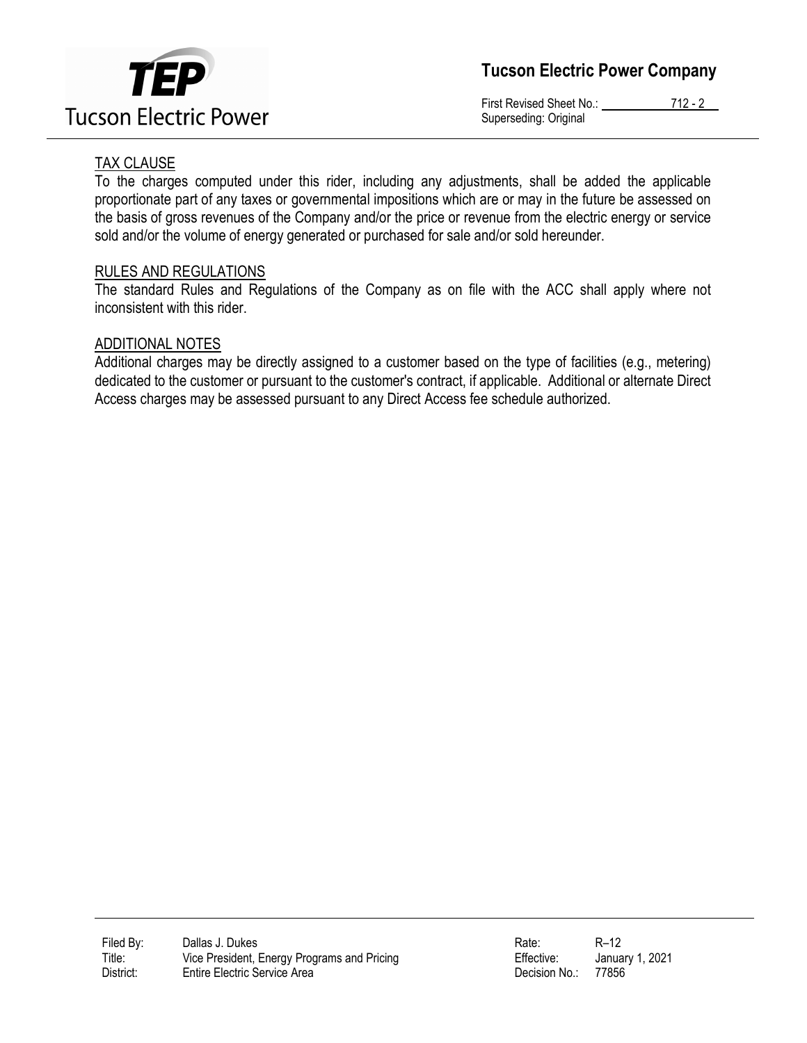## TAX CLAUSE

To the charges computed under this rider, including any adjustments, shall be added the applicable proportionate part of any taxes or governmental impositions which are or may in the future be assessed on the basis of gross revenues of the Company and/or the price or revenue from the electric energy or service sold and/or the volume of energy generated or purchased for sale and/or sold hereunder.

## RULES AND REGULATIONS

The standard Rules and Regulations of the Company as on file with the ACC shall apply where not inconsistent with this rider.

## ADDITIONAL NOTES

Additional charges may be directly assigned to a customer based on the type of facilities (e.g., metering) dedicated to the customer or pursuant to the customer's contract, if applicable. Additional or alternate Direct Access charges may be assessed pursuant to any Direct Access fee schedule authorized.